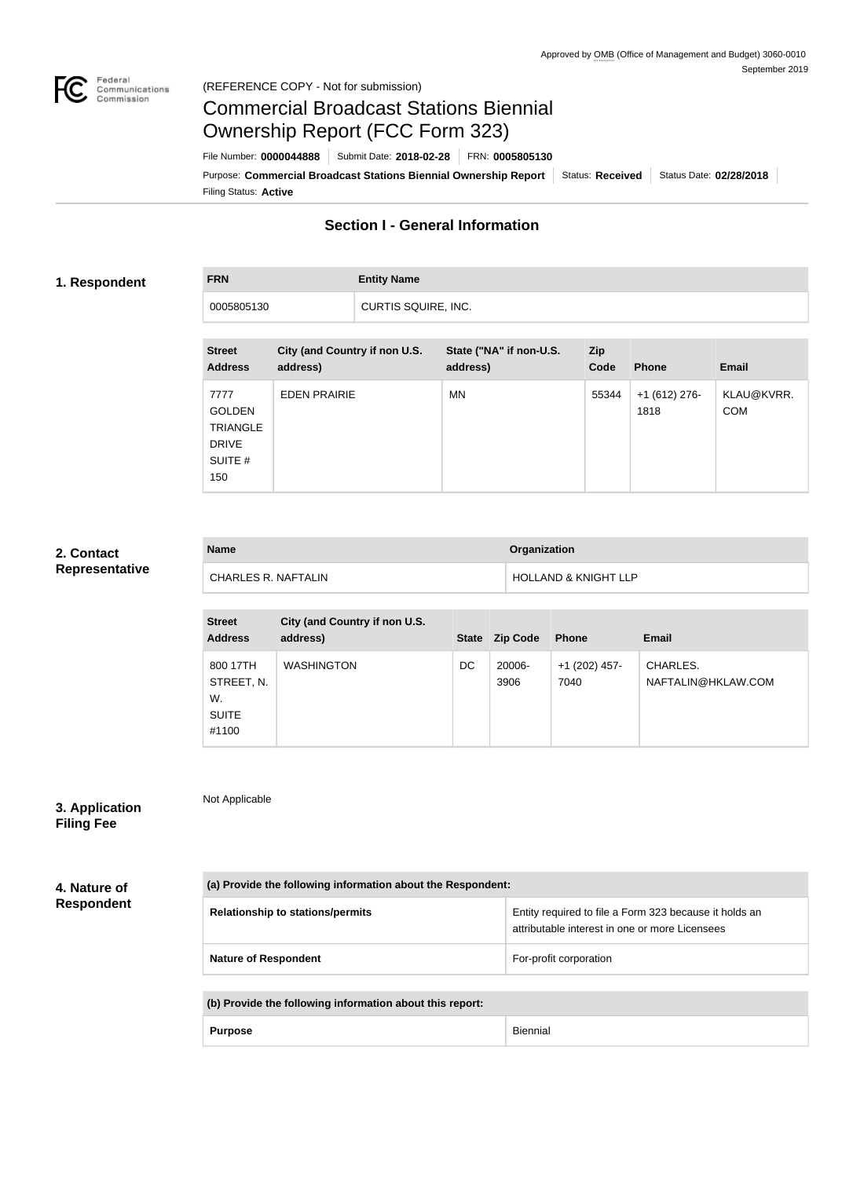Approved by OMB (Office of Management and Budget) 3060-0010
September 2019

(REFERENCE COPY - Not for submission)

# Commercial Broadcast Stations Biennial Ownership Report (FCC Form 323)

File Number: **0000044888** | Submit Date: **2018-02-28** | FRN: **0005805130**

Purpose: **Commercial Broadcast Stations Biennial Ownership Report** | Status: **Received** | Status Date: **02/28/2018**

Filing Status: **Active**

## Section I - General Information

### 1. Respondent

| FRN | Entity Name |
| --- | --- |
| 0005805130 | CURTIS SQUIRE, INC. |

| Street Address | City (and Country if non U.S. address) | State ("NA" if non-U.S. address) | Zip Code | Phone | Email |
| --- | --- | --- | --- | --- | --- |
| 7777 GOLDEN TRIANGLE DRIVE SUITE # 150 | EDEN PRAIRIE | MN | 55344 | +1 (612) 276-1818 | KLAU@KVRR.COM |

### 2. Contact Representative

| Name | Organization |
| --- | --- |
| CHARLES R. NAFTALIN | HOLLAND & KNIGHT LLP |

| Street Address | City (and Country if non U.S. address) | State | Zip Code | Phone | Email |
| --- | --- | --- | --- | --- | --- |
| 800 17TH STREET, N. W. SUITE #1100 | WASHINGTON | DC | 20006-3906 | +1 (202) 457-7040 | CHARLES.NAFTALIN@HKLAW.COM |

### 3. Application Filing Fee

Not Applicable

### 4. Nature of Respondent

| (a) Provide the following information about the Respondent: | |
| --- | --- |
| Relationship to stations/permits | Entity required to file a Form 323 because it holds an attributable interest in one or more Licensees |
| Nature of Respondent | For-profit corporation |

| (b) Provide the following information about this report: | |
| --- | --- |
| Purpose | Biennial |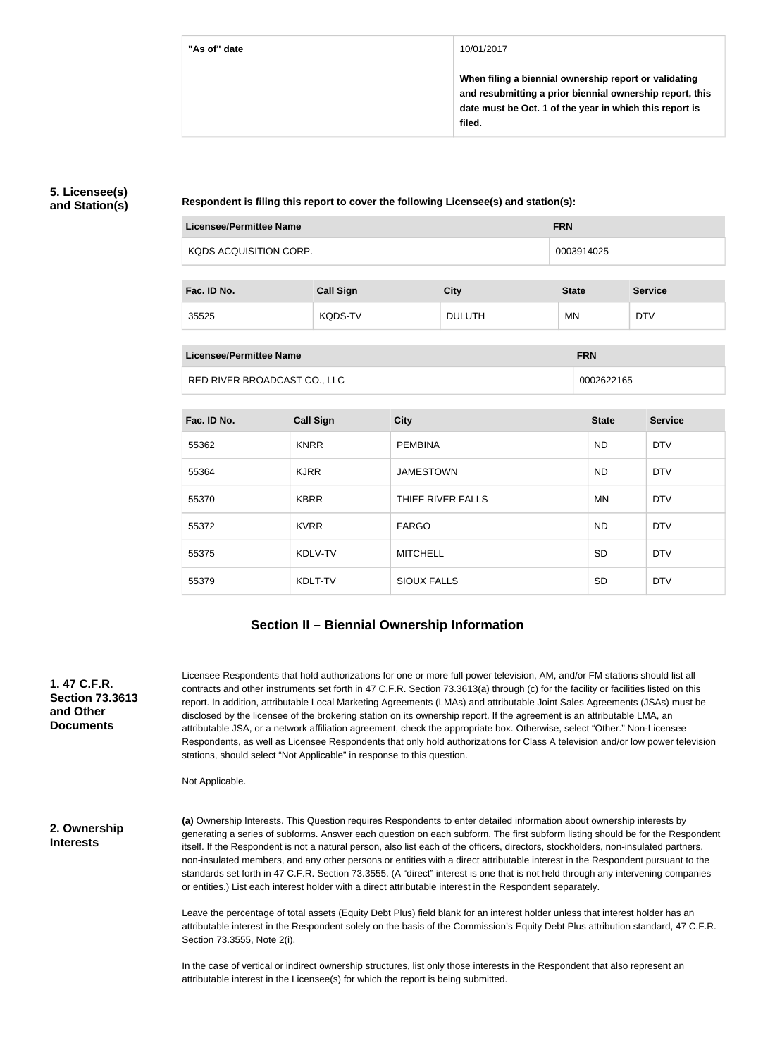| "As of" date | 10/01/2017 |
|---|---|
| | **When filing a biennial ownership report or validating and resubmitting a prior biennial ownership report, this date must be Oct. 1 of the year in which this report is filed.** |

### 5. Licensee(s) and Station(s)

**Respondent is filing this report to cover the following Licensee(s) and station(s):**

| Licensee/Permittee Name | FRN |
|---|---|
| KQDS ACQUISITION CORP. | 0003914025 |

| Fac. ID No. | Call Sign | City | State | Service |
|---|---|---|---|---|
| 35525 | KQDS-TV | DULUTH | MN | DTV |

| Licensee/Permittee Name | FRN |
|---|---|
| RED RIVER BROADCAST CO., LLC | 0002622165 |

| Fac. ID No. | Call Sign | City | State | Service |
|---|---|---|---|---|
| 55362 | KNRR | PEMBINA | ND | DTV |
| 55364 | KJRR | JAMESTOWN | ND | DTV |
| 55370 | KBRR | THIEF RIVER FALLS | MN | DTV |
| 55372 | KVRR | FARGO | ND | DTV |
| 55375 | KDLV-TV | MITCHELL | SD | DTV |
| 55379 | KDLT-TV | SIOUX FALLS | SD | DTV |

## Section II – Biennial Ownership Information

### 1. 47 C.F.R. Section 73.3613 and Other Documents

Licensee Respondents that hold authorizations for one or more full power television, AM, and/or FM stations should list all contracts and other instruments set forth in 47 C.F.R. Section 73.3613(a) through (c) for the facility or facilities listed on this report. In addition, attributable Local Marketing Agreements (LMAs) and attributable Joint Sales Agreements (JSAs) must be disclosed by the licensee of the brokering station on its ownership report. If the agreement is an attributable LMA, an attributable JSA, or a network affiliation agreement, check the appropriate box. Otherwise, select "Other." Non-Licensee Respondents, as well as Licensee Respondents that only hold authorizations for Class A television and/or low power television stations, should select "Not Applicable" in response to this question.

Not Applicable.

### 2. Ownership Interests

**(a)** Ownership Interests. This Question requires Respondents to enter detailed information about ownership interests by generating a series of subforms. Answer each question on each subform. The first subform listing should be for the Respondent itself. If the Respondent is not a natural person, also list each of the officers, directors, stockholders, non-insulated partners, non-insulated members, and any other persons or entities with a direct attributable interest in the Respondent pursuant to the standards set forth in 47 C.F.R. Section 73.3555. (A "direct" interest is one that is not held through any intervening companies or entities.) List each interest holder with a direct attributable interest in the Respondent separately.

Leave the percentage of total assets (Equity Debt Plus) field blank for an interest holder unless that interest holder has an attributable interest in the Respondent solely on the basis of the Commission's Equity Debt Plus attribution standard, 47 C.F.R. Section 73.3555, Note 2(i).

In the case of vertical or indirect ownership structures, list only those interests in the Respondent that also represent an attributable interest in the Licensee(s) for which the report is being submitted.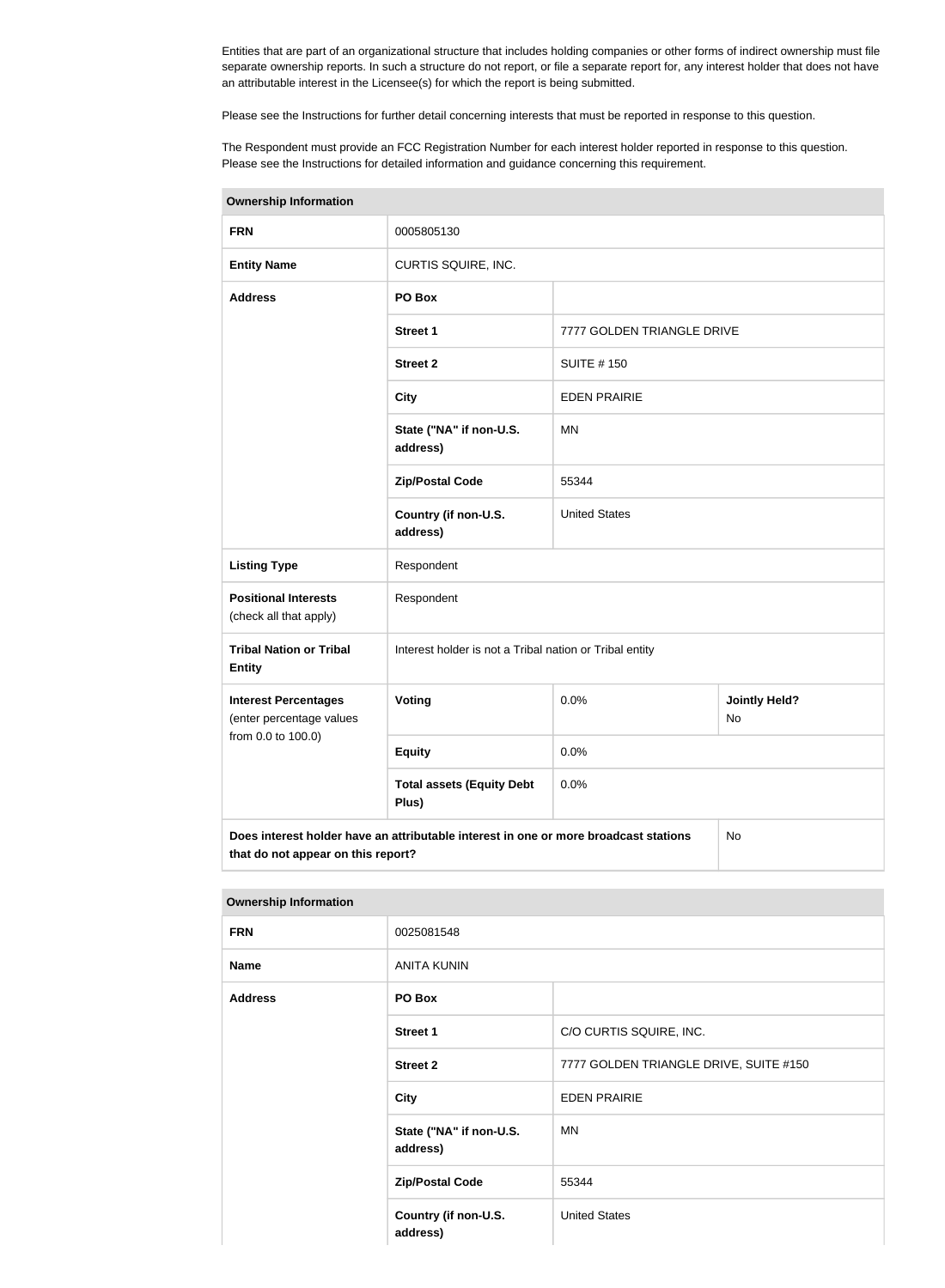Entities that are part of an organizational structure that includes holding companies or other forms of indirect ownership must file separate ownership reports. In such a structure do not report, or file a separate report for, any interest holder that does not have an attributable interest in the Licensee(s) for which the report is being submitted.

Please see the Instructions for further detail concerning interests that must be reported in response to this question.

The Respondent must provide an FCC Registration Number for each interest holder reported in response to this question. Please see the Instructions for detailed information and guidance concerning this requirement.

| Ownership Information | | | |
|---|---|---|---|
| **FRN** | 0005805130 | | |
| **Entity Name** | CURTIS SQUIRE, INC. | | |
| **Address** | **PO Box** | | |
| | **Street 1** | 7777 GOLDEN TRIANGLE DRIVE | |
| | **Street 2** | SUITE # 150 | |
| | **City** | EDEN PRAIRIE | |
| | **State ("NA" if non-U.S. address)** | MN | |
| | **Zip/Postal Code** | 55344 | |
| | **Country (if non-U.S. address)** | United States | |
| **Listing Type** | Respondent | | |
| **Positional Interests** (check all that apply) | Respondent | | |
| **Tribal Nation or Tribal Entity** | Interest holder is not a Tribal nation or Tribal entity | | |
| **Interest Percentages** (enter percentage values from 0.0 to 100.0) | **Voting** | 0.0% | **Jointly Held?** No |
| | **Equity** | 0.0% | |
| | **Total assets (Equity Debt Plus)** | 0.0% | |
| **Does interest holder have an attributable interest in one or more broadcast stations that do not appear on this report?** | | | No |

| Ownership Information | | |
|---|---|---|
| **FRN** | 0025081548 | |
| **Name** | ANITA KUNIN | |
| **Address** | **PO Box** | |
| | **Street 1** | C/O CURTIS SQUIRE, INC. |
| | **Street 2** | 7777 GOLDEN TRIANGLE DRIVE, SUITE #150 |
| | **City** | EDEN PRAIRIE |
| | **State ("NA" if non-U.S. address)** | MN |
| | **Zip/Postal Code** | 55344 |
| | **Country (if non-U.S. address)** | United States |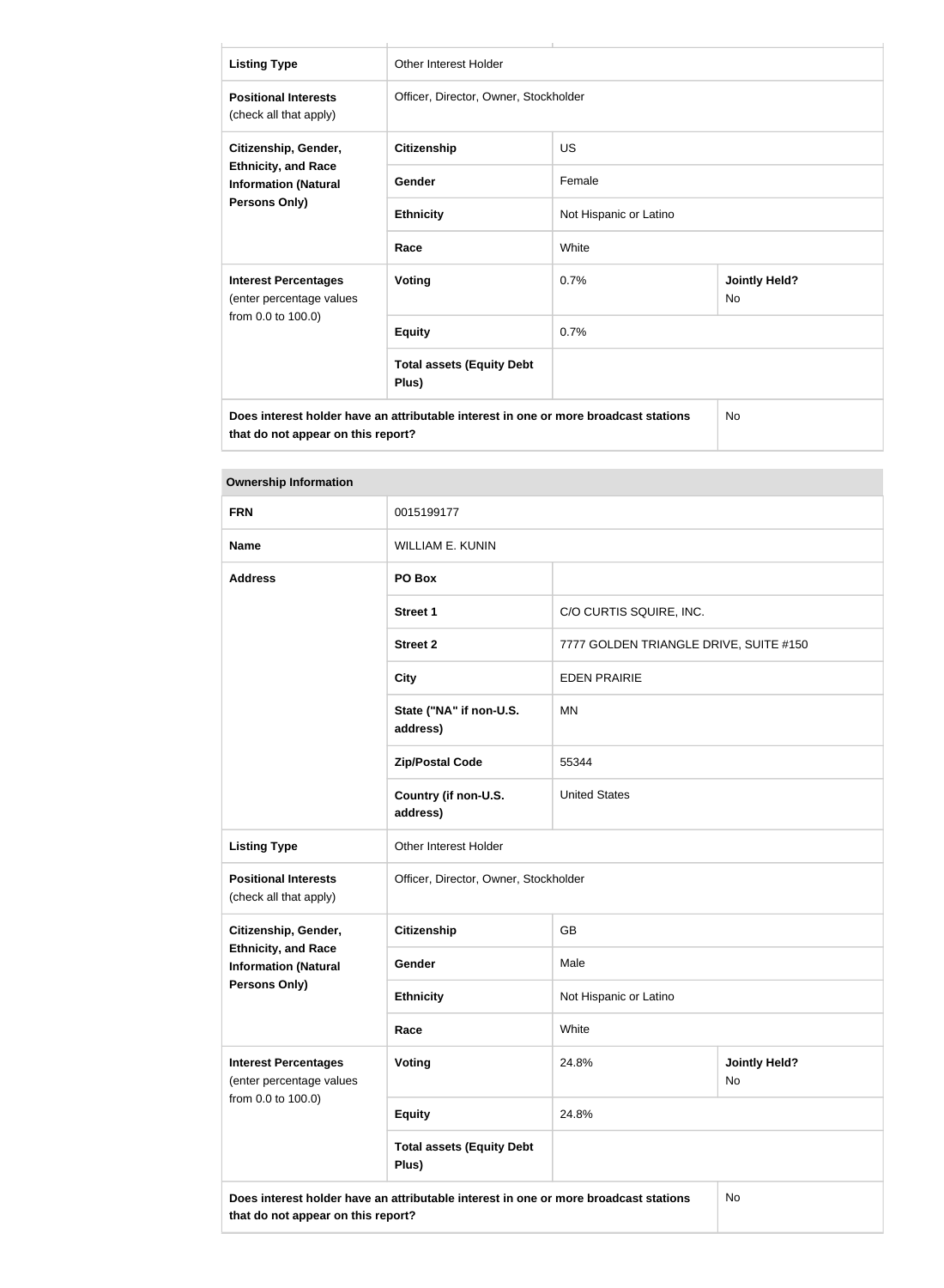| Listing Type | Other Interest Holder | | |
|---|---|---|---|
| **Positional Interests** (check all that apply) | Officer, Director, Owner, Stockholder | | |
| **Citizenship, Gender, Ethnicity, and Race Information (Natural Persons Only)** | **Citizenship** | US | |
| | **Gender** | Female | |
| | **Ethnicity** | Not Hispanic or Latino | |
| | **Race** | White | |
| **Interest Percentages** (enter percentage values from 0.0 to 100.0) | **Voting** | 0.7% | **Jointly Held?** No |
| | **Equity** | 0.7% | |
| | **Total assets (Equity Debt Plus)** | | |
| **Does interest holder have an attributable interest in one or more broadcast stations that do not appear on this report?** | | | No |

| Ownership Information | | | |
|---|---|---|---|
| **FRN** | 0015199177 | | |
| **Name** | WILLIAM E. KUNIN | | |
| **Address** | **PO Box** | | |
| | **Street 1** | C/O CURTIS SQUIRE, INC. | |
| | **Street 2** | 7777 GOLDEN TRIANGLE DRIVE, SUITE #150 | |
| | **City** | EDEN PRAIRIE | |
| | **State ("NA" if non-U.S. address)** | MN | |
| | **Zip/Postal Code** | 55344 | |
| | **Country (if non-U.S. address)** | United States | |
| **Listing Type** | Other Interest Holder | | |
| **Positional Interests** (check all that apply) | Officer, Director, Owner, Stockholder | | |
| **Citizenship, Gender, Ethnicity, and Race Information (Natural Persons Only)** | **Citizenship** | GB | |
| | **Gender** | Male | |
| | **Ethnicity** | Not Hispanic or Latino | |
| | **Race** | White | |
| **Interest Percentages** (enter percentage values from 0.0 to 100.0) | **Voting** | 24.8% | **Jointly Held?** No |
| | **Equity** | 24.8% | |
| | **Total assets (Equity Debt Plus)** | | |
| **Does interest holder have an attributable interest in one or more broadcast stations that do not appear on this report?** | | | No |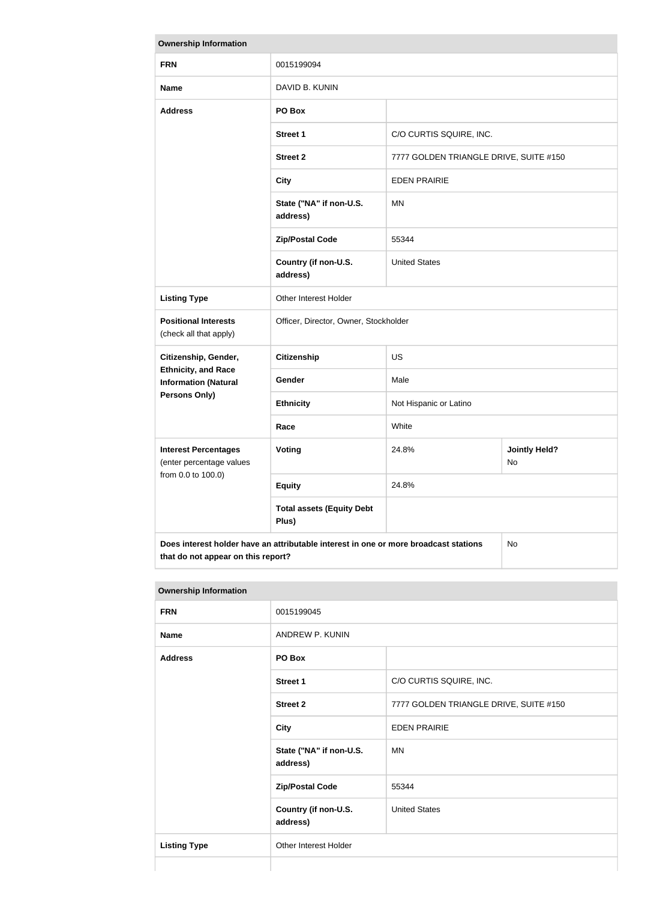| Ownership Information | | | |
|---|---|---|---|
| **FRN** | 0015199094 | | |
| **Name** | DAVID B. KUNIN | | |
| **Address** | **PO Box** | | |
| | **Street 1** | C/O CURTIS SQUIRE, INC. | |
| | **Street 2** | 7777 GOLDEN TRIANGLE DRIVE, SUITE #150 | |
| | **City** | EDEN PRAIRIE | |
| | **State ("NA" if non-U.S. address)** | MN | |
| | **Zip/Postal Code** | 55344 | |
| | **Country (if non-U.S. address)** | United States | |
| **Listing Type** | Other Interest Holder | | |
| **Positional Interests** (check all that apply) | Officer, Director, Owner, Stockholder | | |
| **Citizenship, Gender, Ethnicity, and Race Information (Natural Persons Only)** | **Citizenship** | US | |
| | **Gender** | Male | |
| | **Ethnicity** | Not Hispanic or Latino | |
| | **Race** | White | |
| **Interest Percentages** (enter percentage values from 0.0 to 100.0) | **Voting** | 24.8% | **Jointly Held?** No |
| | **Equity** | 24.8% | |
| | **Total assets (Equity Debt Plus)** | | |
| **Does interest holder have an attributable interest in one or more broadcast stations that do not appear on this report?** | | | No |

| Ownership Information | | |
|---|---|---|
| **FRN** | 0015199045 | |
| **Name** | ANDREW P. KUNIN | |
| **Address** | **PO Box** | |
| | **Street 1** | C/O CURTIS SQUIRE, INC. |
| | **Street 2** | 7777 GOLDEN TRIANGLE DRIVE, SUITE #150 |
| | **City** | EDEN PRAIRIE |
| | **State ("NA" if non-U.S. address)** | MN |
| | **Zip/Postal Code** | 55344 |
| | **Country (if non-U.S. address)** | United States |
| **Listing Type** | Other Interest Holder | |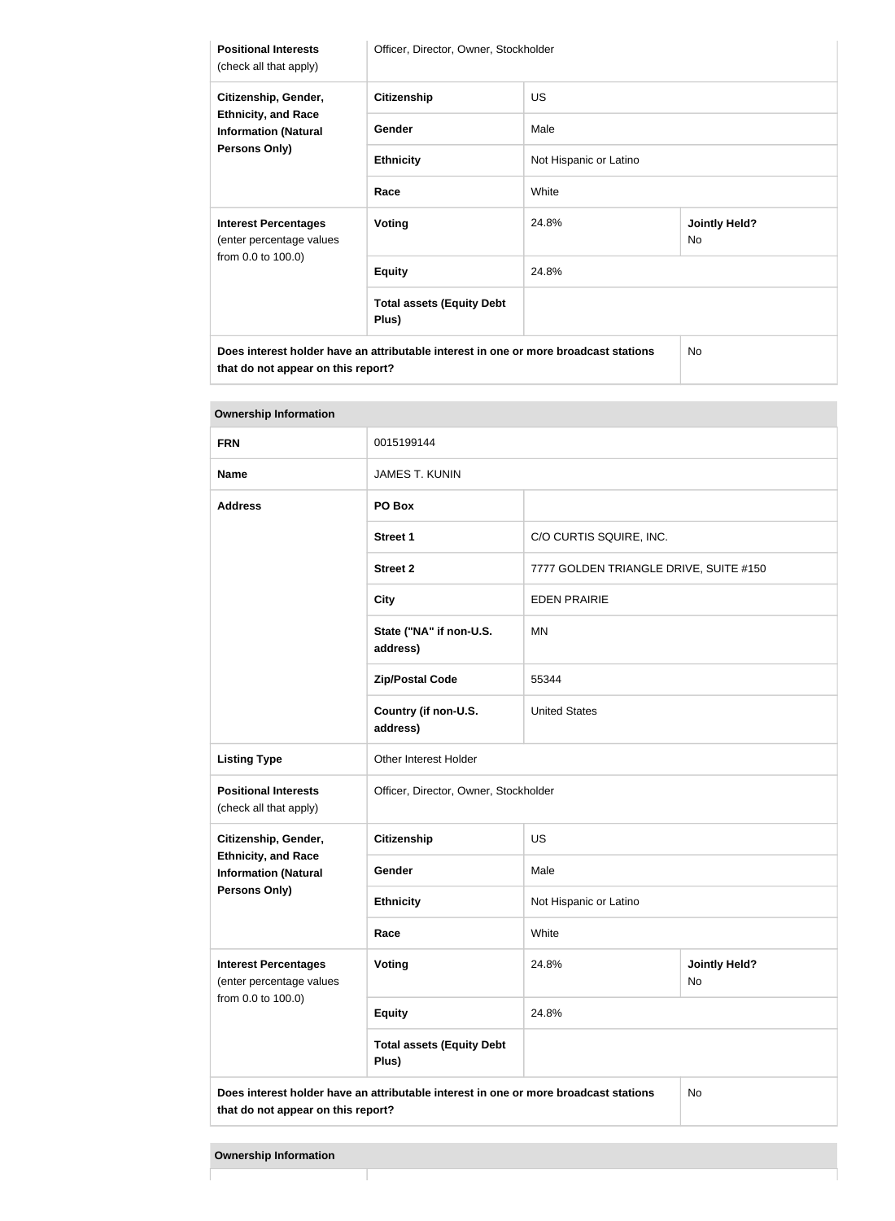| Positional Interests (check all that apply) | Officer, Director, Owner, Stockholder | | |
|---|---|---|---|
| Citizenship, Gender, Ethnicity, and Race Information (Natural Persons Only) | Citizenship | US | |
| | Gender | Male | |
| | Ethnicity | Not Hispanic or Latino | |
| | Race | White | |
| Interest Percentages (enter percentage values from 0.0 to 100.0) | Voting | 24.8% | Jointly Held? No |
| | Equity | 24.8% | |
| | Total assets (Equity Debt Plus) | | |
| Does interest holder have an attributable interest in one or more broadcast stations that do not appear on this report? | | | No |

**Ownership Information**

| FRN | 0015199144 | | |
|---|---|---|---|
| Name | JAMES T. KUNIN | | |
| Address | PO Box | | |
| | Street 1 | C/O CURTIS SQUIRE, INC. | |
| | Street 2 | 7777 GOLDEN TRIANGLE DRIVE, SUITE #150 | |
| | City | EDEN PRAIRIE | |
| | State ("NA" if non-U.S. address) | MN | |
| | Zip/Postal Code | 55344 | |
| | Country (if non-U.S. address) | United States | |
| Listing Type | Other Interest Holder | | |
| Positional Interests (check all that apply) | Officer, Director, Owner, Stockholder | | |
| Citizenship, Gender, Ethnicity, and Race Information (Natural Persons Only) | Citizenship | US | |
| | Gender | Male | |
| | Ethnicity | Not Hispanic or Latino | |
| | Race | White | |
| Interest Percentages (enter percentage values from 0.0 to 100.0) | Voting | 24.8% | Jointly Held? No |
| | Equity | 24.8% | |
| | Total assets (Equity Debt Plus) | | |
| Does interest holder have an attributable interest in one or more broadcast stations that do not appear on this report? | | | No |

**Ownership Information**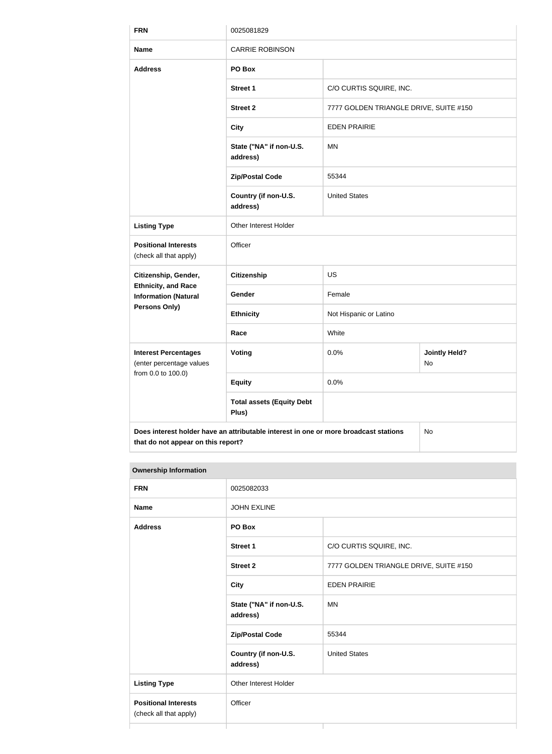| FRN | 0025081829 | | |
| --- | --- | --- | --- |
| **Name** | CARRIE ROBINSON | | |
| **Address** | **PO Box** | | |
| | **Street 1** | C/O CURTIS SQUIRE, INC. | |
| | **Street 2** | 7777 GOLDEN TRIANGLE DRIVE, SUITE #150 | |
| | **City** | EDEN PRAIRIE | |
| | **State ("NA" if non-U.S. address)** | MN | |
| | **Zip/Postal Code** | 55344 | |
| | **Country (if non-U.S. address)** | United States | |
| **Listing Type** | Other Interest Holder | | |
| **Positional Interests** (check all that apply) | Officer | | |
| **Citizenship, Gender, Ethnicity, and Race Information (Natural Persons Only)** | **Citizenship** | US | |
| | **Gender** | Female | |
| | **Ethnicity** | Not Hispanic or Latino | |
| | **Race** | White | |
| **Interest Percentages** (enter percentage values from 0.0 to 100.0) | **Voting** | 0.0% | **Jointly Held?** No |
| | **Equity** | 0.0% | |
| | **Total assets (Equity Debt Plus)** | | |
| **Does interest holder have an attributable interest in one or more broadcast stations that do not appear on this report?** | | | No |

**Ownership Information**

| FRN | 0025082033 | |
| --- | --- | --- |
| **Name** | JOHN EXLINE | |
| **Address** | **PO Box** | |
| | **Street 1** | C/O CURTIS SQUIRE, INC. |
| | **Street 2** | 7777 GOLDEN TRIANGLE DRIVE, SUITE #150 |
| | **City** | EDEN PRAIRIE |
| | **State ("NA" if non-U.S. address)** | MN |
| | **Zip/Postal Code** | 55344 |
| | **Country (if non-U.S. address)** | United States |
| **Listing Type** | Other Interest Holder | |
| **Positional Interests** (check all that apply) | Officer | |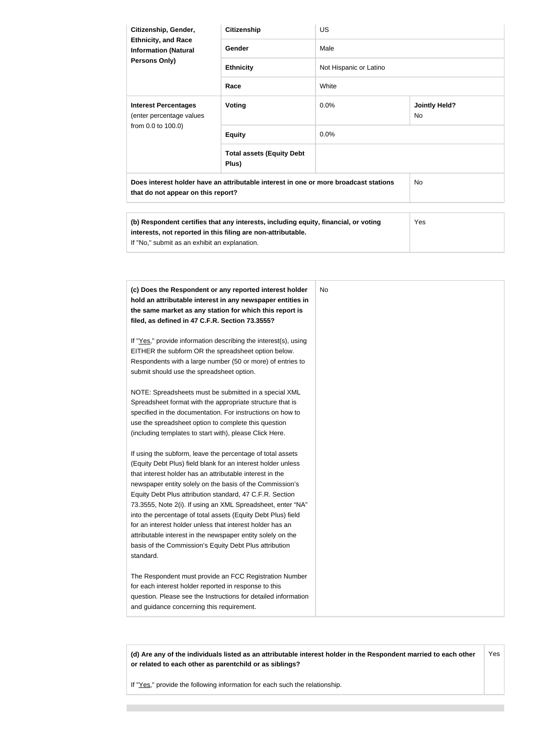| Citizenship, Gender, Ethnicity, and Race Information (Natural Persons Only) | Citizenship | US | |
|---|---|---|---|
| | Gender | Male | |
| | Ethnicity | Not Hispanic or Latino | |
| | Race | White | |
| **Interest Percentages** (enter percentage values from 0.0 to 100.0) | Voting | 0.0% | **Jointly Held?** No |
| | Equity | 0.0% | |
| | Total assets (Equity Debt Plus) | | |
| **Does interest holder have an attributable interest in one or more broadcast stations that do not appear on this report?** | | | No |

| **(b) Respondent certifies that any interests, including equity, financial, or voting interests, not reported in this filing are non-attributable.** If "No," submit as an exhibit an explanation. | Yes |
|---|---|

| **(c) Does the Respondent or any reported interest holder hold an attributable interest in any newspaper entities in the same market as any station for which this report is filed, as defined in 47 C.F.R. Section 73.3555?**<br><br>If "Yes," provide information describing the interest(s), using EITHER the subform OR the spreadsheet option below. Respondents with a large number (50 or more) of entries to submit should use the spreadsheet option.<br><br>NOTE: Spreadsheets must be submitted in a special XML Spreadsheet format with the appropriate structure that is specified in the documentation. For instructions on how to use the spreadsheet option to complete this question (including templates to start with), please Click Here.<br><br>If using the subform, leave the percentage of total assets (Equity Debt Plus) field blank for an interest holder unless that interest holder has an attributable interest in the newspaper entity solely on the basis of the Commission's Equity Debt Plus attribution standard, 47 C.F.R. Section 73.3555, Note 2(i). If using an XML Spreadsheet, enter "NA" into the percentage of total assets (Equity Debt Plus) field for an interest holder unless that interest holder has an attributable interest in the newspaper entity solely on the basis of the Commission's Equity Debt Plus attribution standard.<br><br>The Respondent must provide an FCC Registration Number for each interest holder reported in response to this question. Please see the Instructions for detailed information and guidance concerning this requirement. | No |
|---|---|

| **(d) Are any of the individuals listed as an attributable interest holder in the Respondent married to each other or related to each other as parentchild or as siblings?**<br><br>If "Yes," provide the following information for each such the relationship. | Yes |
|---|---|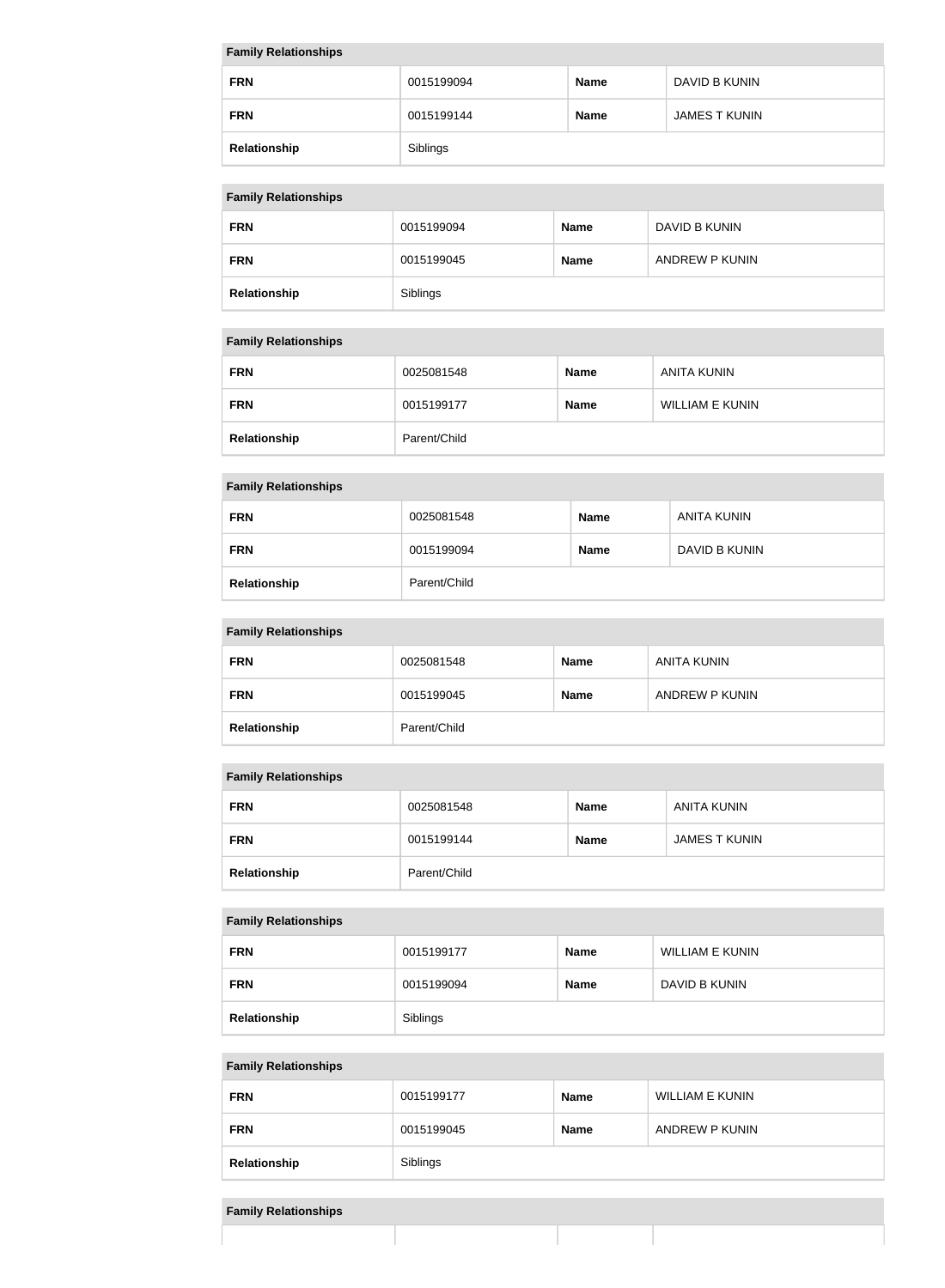| Family Relationships | | | |
|---|---|---|---|
| FRN | 0015199094 | Name | DAVID B KUNIN |
| FRN | 0015199144 | Name | JAMES T KUNIN |
| Relationship | Siblings | | |

| Family Relationships | | | |
|---|---|---|---|
| FRN | 0015199094 | Name | DAVID B KUNIN |
| FRN | 0015199045 | Name | ANDREW P KUNIN |
| Relationship | Siblings | | |

| Family Relationships | | | |
|---|---|---|---|
| FRN | 0025081548 | Name | ANITA KUNIN |
| FRN | 0015199177 | Name | WILLIAM E KUNIN |
| Relationship | Parent/Child | | |

| Family Relationships | | | |
|---|---|---|---|
| FRN | 0025081548 | Name | ANITA KUNIN |
| FRN | 0015199094 | Name | DAVID B KUNIN |
| Relationship | Parent/Child | | |

| Family Relationships | | | |
|---|---|---|---|
| FRN | 0025081548 | Name | ANITA KUNIN |
| FRN | 0015199045 | Name | ANDREW P KUNIN |
| Relationship | Parent/Child | | |

| Family Relationships | | | |
|---|---|---|---|
| FRN | 0025081548 | Name | ANITA KUNIN |
| FRN | 0015199144 | Name | JAMES T KUNIN |
| Relationship | Parent/Child | | |

| Family Relationships | | | |
|---|---|---|---|
| FRN | 0015199177 | Name | WILLIAM E KUNIN |
| FRN | 0015199094 | Name | DAVID B KUNIN |
| Relationship | Siblings | | |

| Family Relationships | | | |
|---|---|---|---|
| FRN | 0015199177 | Name | WILLIAM E KUNIN |
| FRN | 0015199045 | Name | ANDREW P KUNIN |
| Relationship | Siblings | | |

| Family Relationships | | | |
|---|---|---|---|
| | | | |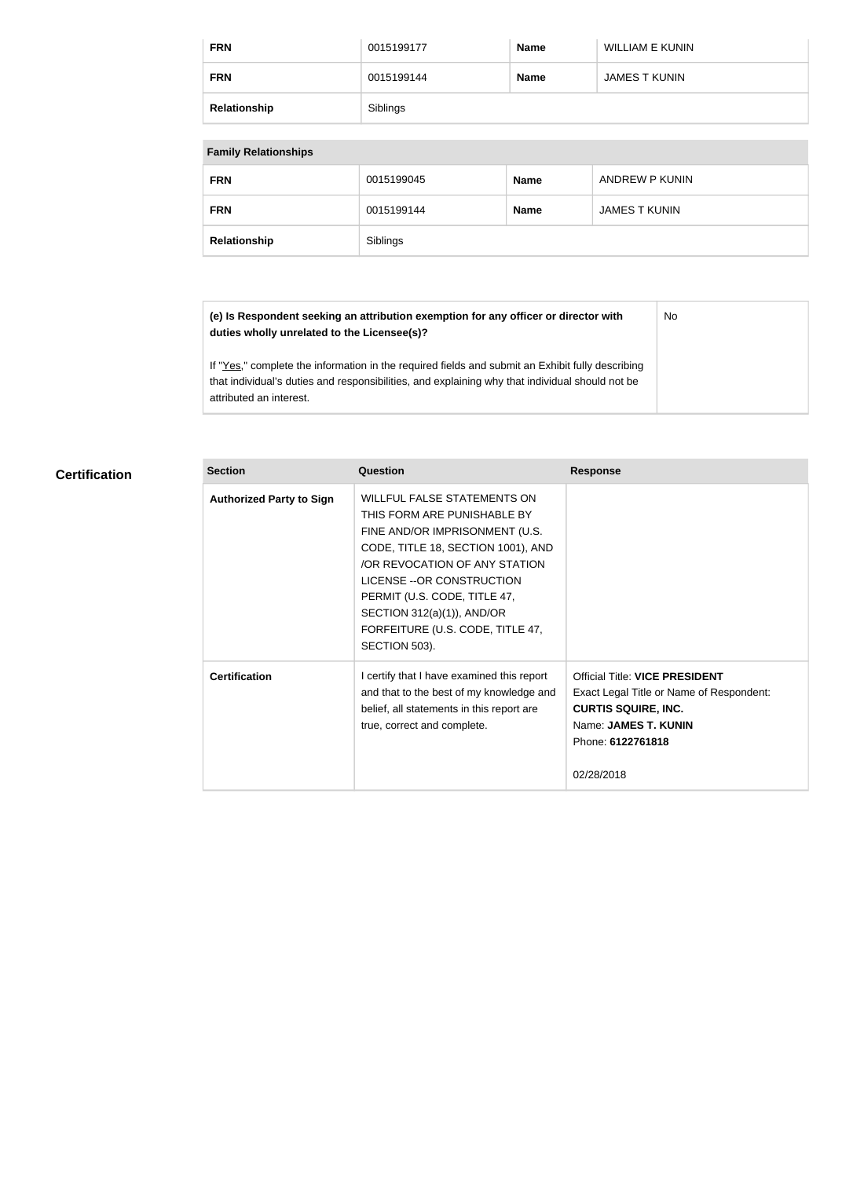| | | | |
|---|---|---|---|
| **FRN** | 0015199177 | **Name** | WILLIAM E KUNIN |
| **FRN** | 0015199144 | **Name** | JAMES T KUNIN |
| **Relationship** | Siblings | | |

| **Family Relationships** | | | |
|---|---|---|---|
| **FRN** | 0015199045 | **Name** | ANDREW P KUNIN |
| **FRN** | 0015199144 | **Name** | JAMES T KUNIN |
| **Relationship** | Siblings | | |

| | |
|---|---|
| **(e) Is Respondent seeking an attribution exemption for any officer or director with duties wholly unrelated to the Licensee(s)?**<br><br>If "Yes," complete the information in the required fields and submit an Exhibit fully describing that individual's duties and responsibilities, and explaining why that individual should not be attributed an interest. | No |

## Certification

| Section | Question | Response |
|---|---|---|
| **Authorized Party to Sign** | WILLFUL FALSE STATEMENTS ON THIS FORM ARE PUNISHABLE BY FINE AND/OR IMPRISONMENT (U.S. CODE, TITLE 18, SECTION 1001), AND /OR REVOCATION OF ANY STATION LICENSE --OR CONSTRUCTION PERMIT (U.S. CODE, TITLE 47, SECTION 312(a)(1)), AND/OR FORFEITURE (U.S. CODE, TITLE 47, SECTION 503). | |
| **Certification** | I certify that I have examined this report and that to the best of my knowledge and belief, all statements in this report are true, correct and complete. | Official Title: **VICE PRESIDENT**<br>Exact Legal Title or Name of Respondent: **CURTIS SQUIRE, INC.**<br>Name: **JAMES T. KUNIN**<br>Phone: **6122761818**<br><br>02/28/2018 |